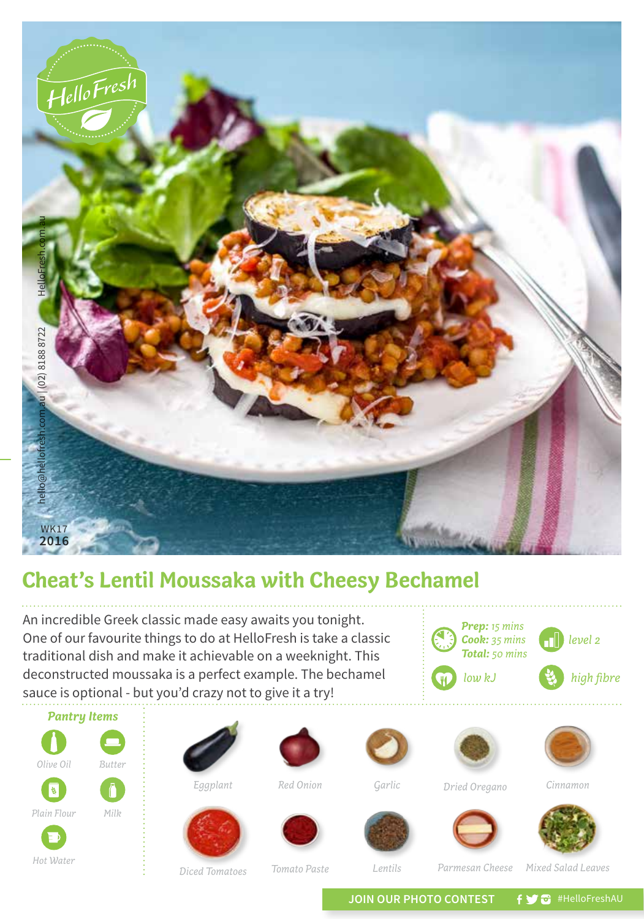HelloFresh.com.au

hello@hellofresh.com.au | (02) 8188 8722

WK17
**2016**

# Cheat's Lentil Moussaka with Cheesy Bechamel

An incredible Greek classic made easy awaits you tonight. One of our favourite things to do at HelloFresh is take a classic traditional dish and make it achievable on a weeknight. This deconstructed moussaka is a perfect example. The bechamel sauce is optional - but you'd crazy not to give it a try!

***Prep:*** *15 mins*
***Cook:*** *35 mins*
***Total:*** *50 mins*

*level 2*

*low kJ*

*high fibre*

### *Pantry Items*

- *Olive Oil*
- *Butter*
- *Plain Flour*
- *Milk*
- *Hot Water*

- *Eggplant*
- *Red Onion*
- *Garlic*
- *Dried Oregano*
- *Cinnamon*
- *Diced Tomatoes*
- *Tomato Paste*
- *Lentils*
- *Parmesan Cheese*
- *Mixed Salad Leaves*

JOIN OUR PHOTO CONTEST #HelloFreshAU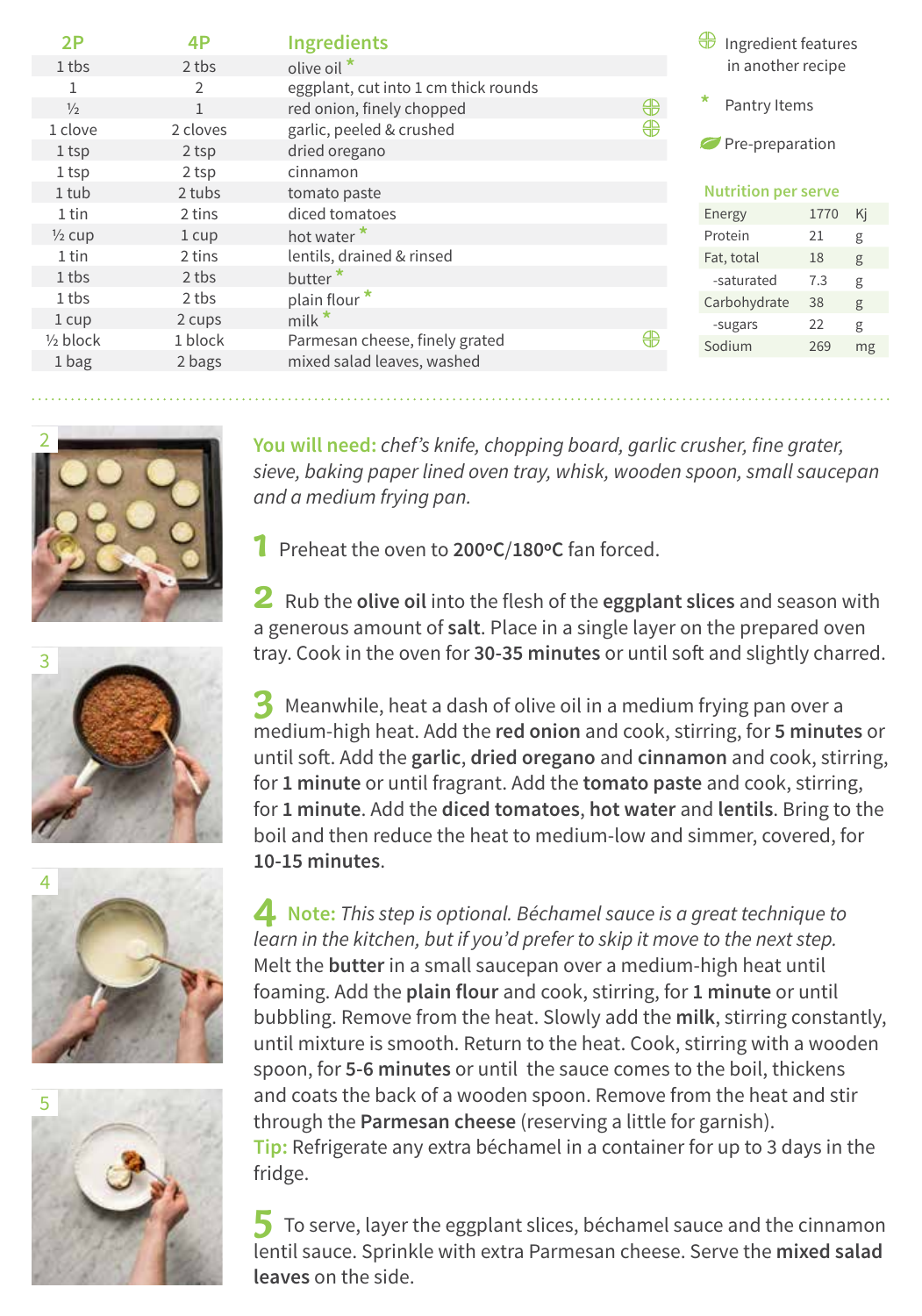| 2P | 4P | Ingredients | |
|---|---|---|---|
| 1 tbs | 2 tbs | olive oil * | |
| 1 | 2 | eggplant, cut into 1 cm thick rounds | |
| ½ | 1 | red onion, finely chopped | ⊕ |
| 1 clove | 2 cloves | garlic, peeled & crushed | ⊕ |
| 1 tsp | 2 tsp | dried oregano | |
| 1 tsp | 2 tsp | cinnamon | |
| 1 tub | 2 tubs | tomato paste | |
| 1 tin | 2 tins | diced tomatoes | |
| ½ cup | 1 cup | hot water * | |
| 1 tin | 2 tins | lentils, drained & rinsed | |
| 1 tbs | 2 tbs | butter * | |
| 1 tbs | 2 tbs | plain flour * | |
| 1 cup | 2 cups | milk * | |
| ½ block | 1 block | Parmesan cheese, finely grated | ⊕ |
| 1 bag | 2 bags | mixed salad leaves, washed | |

⊕ Ingredient features in another recipe

* Pantry Items

Pre-preparation

**Nutrition per serve**

| | | |
|---|---|---|
| Energy | 1770 | Kj |
| Protein | 21 | g |
| Fat, total | 18 | g |
| -saturated | 7.3 | g |
| Carbohydrate | 38 | g |
| -sugars | 22 | g |
| Sodium | 269 | mg |

**You will need:** *chef's knife, chopping board, garlic crusher, fine grater, sieve, baking paper lined oven tray, whisk, wooden spoon, small saucepan and a medium frying pan.*

**1** Preheat the oven to **200ºC/180ºC** fan forced.

**2** Rub the **olive oil** into the flesh of the **eggplant slices** and season with a generous amount of **salt**. Place in a single layer on the prepared oven tray. Cook in the oven for **30-35 minutes** or until soft and slightly charred.

**3** Meanwhile, heat a dash of olive oil in a medium frying pan over a medium-high heat. Add the **red onion** and cook, stirring, for **5 minutes** or until soft. Add the **garlic**, **dried oregano** and **cinnamon** and cook, stirring, for **1 minute** or until fragrant. Add the **tomato paste** and cook, stirring, for **1 minute**. Add the **diced tomatoes**, **hot water** and **lentils**. Bring to the boil and then reduce the heat to medium-low and simmer, covered, for **10-15 minutes**.

**4** **Note:** *This step is optional. Béchamel sauce is a great technique to learn in the kitchen, but if you'd prefer to skip it move to the next step.* Melt the **butter** in a small saucepan over a medium-high heat until foaming. Add the **plain flour** and cook, stirring, for **1 minute** or until bubbling. Remove from the heat. Slowly add the **milk**, stirring constantly, until mixture is smooth. Return to the heat. Cook, stirring with a wooden spoon, for **5-6 minutes** or until the sauce comes to the boil, thickens and coats the back of a wooden spoon. Remove from the heat and stir through the **Parmesan cheese** (reserving a little for garnish).
**Tip:** Refrigerate any extra béchamel in a container for up to 3 days in the fridge.

**5** To serve, layer the eggplant slices, béchamel sauce and the cinnamon lentil sauce. Sprinkle with extra Parmesan cheese. Serve the **mixed salad leaves** on the side.